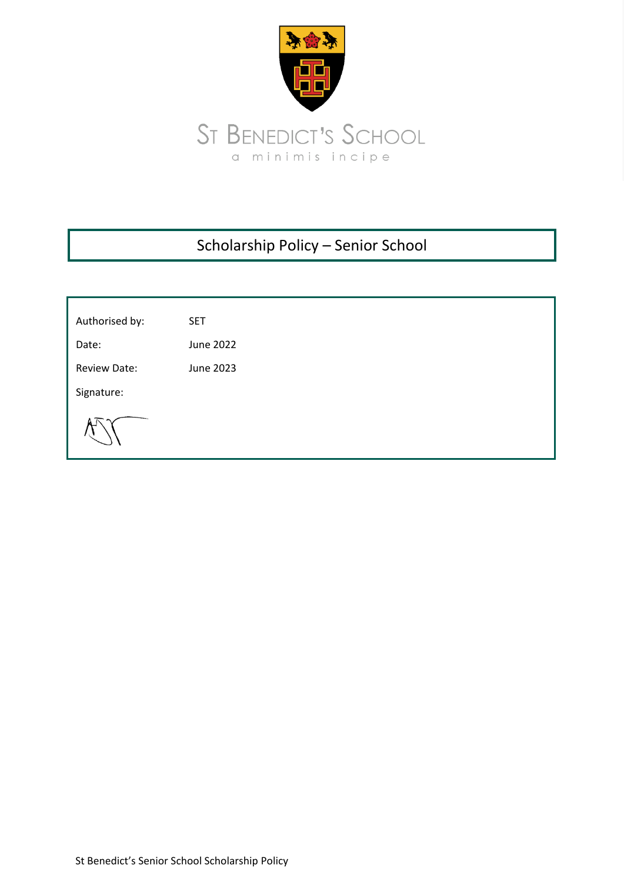St Benedict's School

a minimis incipe

# Scholarship Policy – Senior School

| | |
|---|---|
| Authorised by: | SET |
| Date: | June 2022 |
| Review Date: | June 2023 |
| Signature: | |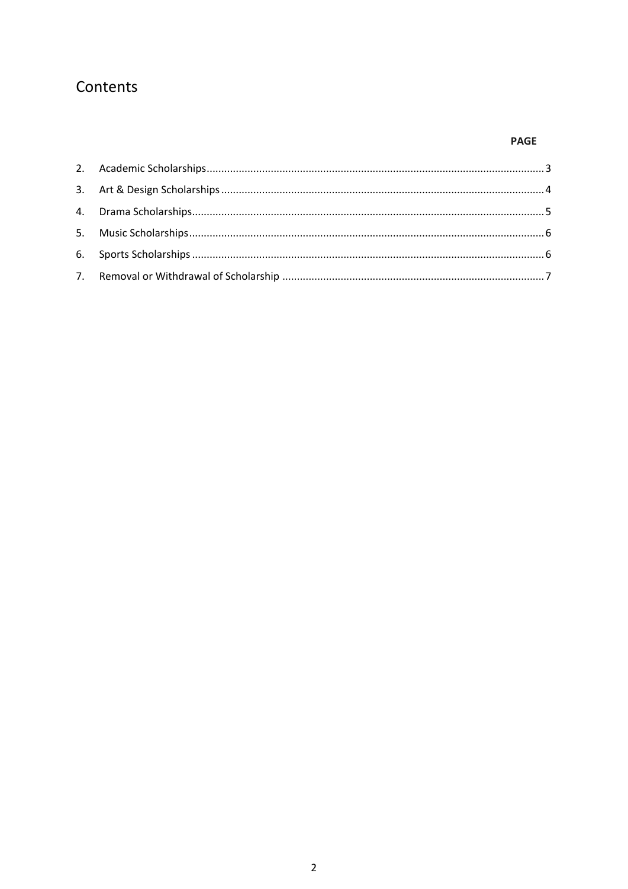# Contents

| | | PAGE |
|---|---|---|
| 2. | Academic Scholarships | 3 |
| 3. | Art & Design Scholarships | 4 |
| 4. | Drama Scholarships | 5 |
| 5. | Music Scholarships | 6 |
| 6. | Sports Scholarships | 6 |
| 7. | Removal or Withdrawal of Scholarship | 7 |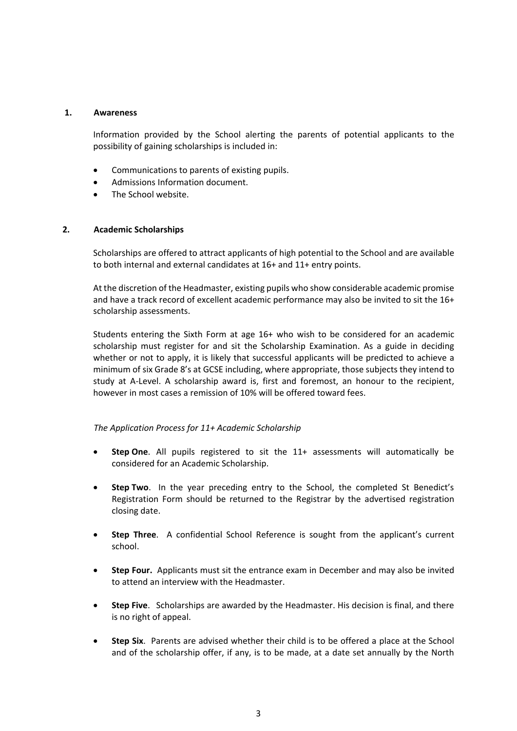## 1. Awareness

Information provided by the School alerting the parents of potential applicants to the possibility of gaining scholarships is included in:

- Communications to parents of existing pupils.
- Admissions Information document.
- The School website.

## 2. Academic Scholarships

Scholarships are offered to attract applicants of high potential to the School and are available to both internal and external candidates at 16+ and 11+ entry points.

At the discretion of the Headmaster, existing pupils who show considerable academic promise and have a track record of excellent academic performance may also be invited to sit the 16+ scholarship assessments.

Students entering the Sixth Form at age 16+ who wish to be considered for an academic scholarship must register for and sit the Scholarship Examination. As a guide in deciding whether or not to apply, it is likely that successful applicants will be predicted to achieve a minimum of six Grade 8's at GCSE including, where appropriate, those subjects they intend to study at A-Level. A scholarship award is, first and foremost, an honour to the recipient, however in most cases a remission of 10% will be offered toward fees.

*The Application Process for 11+ Academic Scholarship*

- **Step One**. All pupils registered to sit the 11+ assessments will automatically be considered for an Academic Scholarship.
- **Step Two**. In the year preceding entry to the School, the completed St Benedict's Registration Form should be returned to the Registrar by the advertised registration closing date.
- **Step Three**. A confidential School Reference is sought from the applicant's current school.
- **Step Four.** Applicants must sit the entrance exam in December and may also be invited to attend an interview with the Headmaster.
- **Step Five**. Scholarships are awarded by the Headmaster. His decision is final, and there is no right of appeal.
- **Step Six**. Parents are advised whether their child is to be offered a place at the School and of the scholarship offer, if any, is to be made, at a date set annually by the North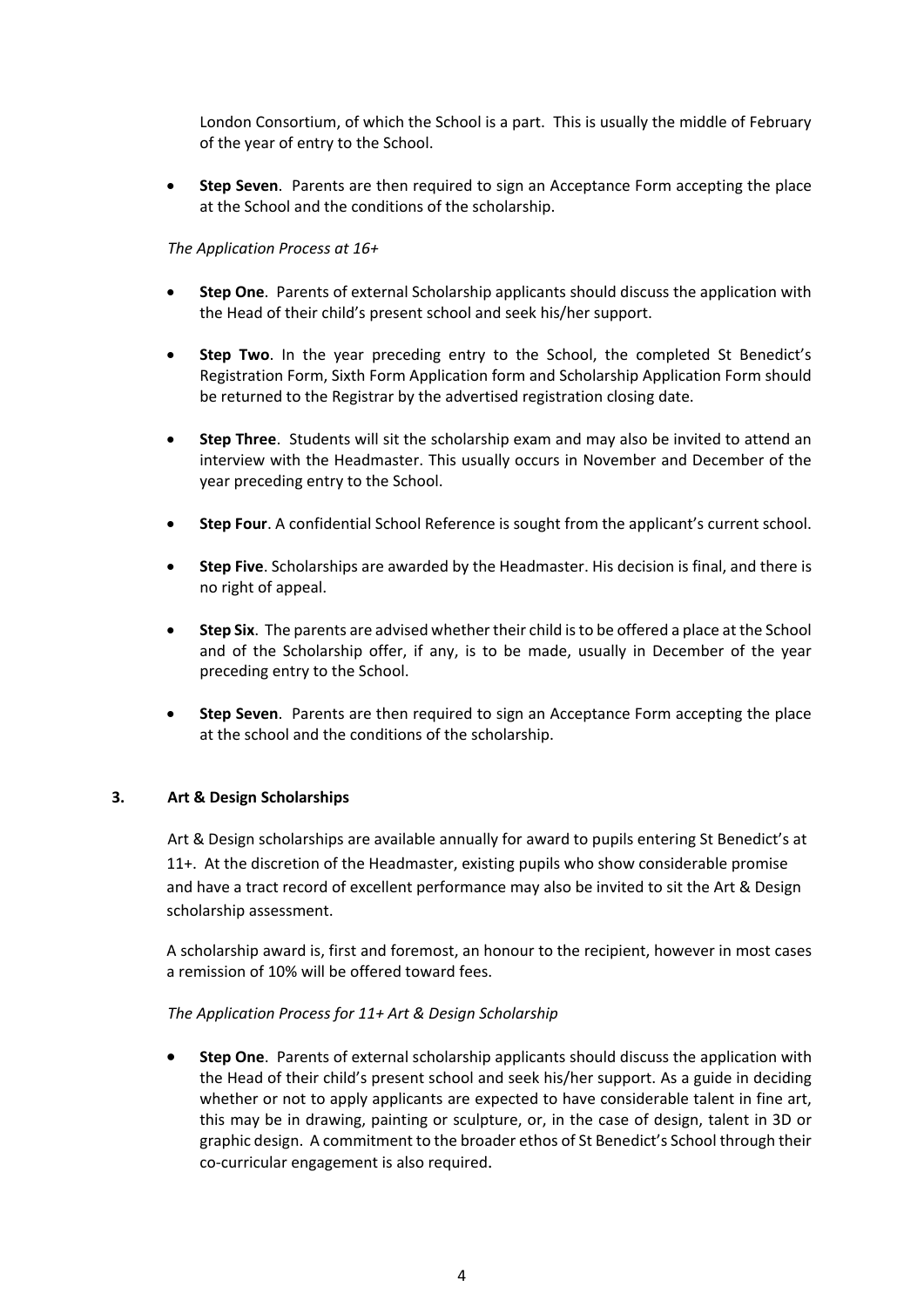London Consortium, of which the School is a part. This is usually the middle of February of the year of entry to the School.

- **Step Seven**. Parents are then required to sign an Acceptance Form accepting the place at the School and the conditions of the scholarship.

*The Application Process at 16+*

- **Step One**. Parents of external Scholarship applicants should discuss the application with the Head of their child's present school and seek his/her support.
- **Step Two**. In the year preceding entry to the School, the completed St Benedict's Registration Form, Sixth Form Application form and Scholarship Application Form should be returned to the Registrar by the advertised registration closing date.
- **Step Three**. Students will sit the scholarship exam and may also be invited to attend an interview with the Headmaster. This usually occurs in November and December of the year preceding entry to the School.
- **Step Four**. A confidential School Reference is sought from the applicant's current school.
- **Step Five**. Scholarships are awarded by the Headmaster. His decision is final, and there is no right of appeal.
- **Step Six**. The parents are advised whether their child is to be offered a place at the School and of the Scholarship offer, if any, is to be made, usually in December of the year preceding entry to the School.
- **Step Seven**. Parents are then required to sign an Acceptance Form accepting the place at the school and the conditions of the scholarship.

## 3. Art & Design Scholarships

Art & Design scholarships are available annually for award to pupils entering St Benedict's at 11+. At the discretion of the Headmaster, existing pupils who show considerable promise and have a tract record of excellent performance may also be invited to sit the Art & Design scholarship assessment.

A scholarship award is, first and foremost, an honour to the recipient, however in most cases a remission of 10% will be offered toward fees.

*The Application Process for 11+ Art & Design Scholarship*

- **Step One**. Parents of external scholarship applicants should discuss the application with the Head of their child's present school and seek his/her support. As a guide in deciding whether or not to apply applicants are expected to have considerable talent in fine art, this may be in drawing, painting or sculpture, or, in the case of design, talent in 3D or graphic design. A commitment to the broader ethos of St Benedict's School through their co-curricular engagement is also required.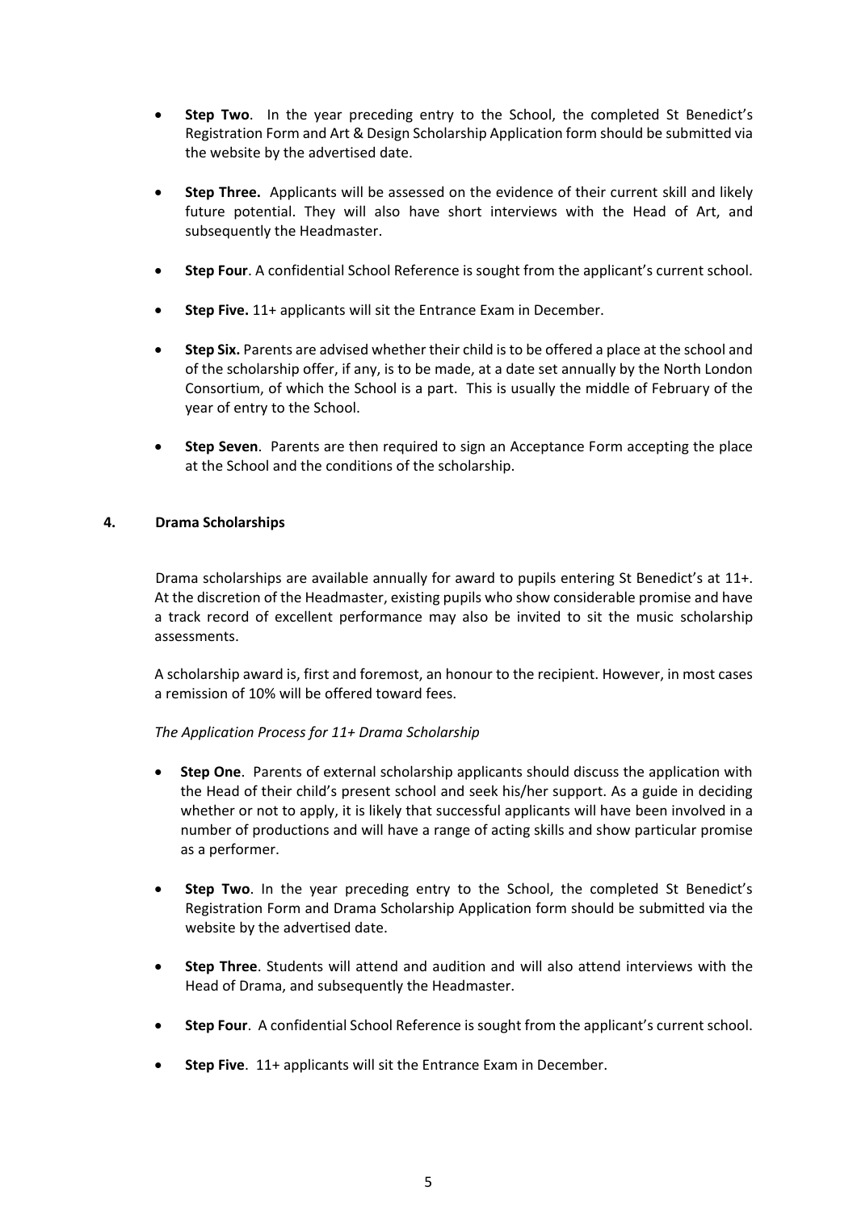- **Step Two**. In the year preceding entry to the School, the completed St Benedict's Registration Form and Art & Design Scholarship Application form should be submitted via the website by the advertised date.

- **Step Three.** Applicants will be assessed on the evidence of their current skill and likely future potential. They will also have short interviews with the Head of Art, and subsequently the Headmaster.

- **Step Four**. A confidential School Reference is sought from the applicant's current school.

- **Step Five.** 11+ applicants will sit the Entrance Exam in December.

- **Step Six.** Parents are advised whether their child is to be offered a place at the school and of the scholarship offer, if any, is to be made, at a date set annually by the North London Consortium, of which the School is a part. This is usually the middle of February of the year of entry to the School.

- **Step Seven**. Parents are then required to sign an Acceptance Form accepting the place at the School and the conditions of the scholarship.

## 4. Drama Scholarships

Drama scholarships are available annually for award to pupils entering St Benedict's at 11+. At the discretion of the Headmaster, existing pupils who show considerable promise and have a track record of excellent performance may also be invited to sit the music scholarship assessments.

A scholarship award is, first and foremost, an honour to the recipient. However, in most cases a remission of 10% will be offered toward fees.

*The Application Process for 11+ Drama Scholarship*

- **Step One**. Parents of external scholarship applicants should discuss the application with the Head of their child's present school and seek his/her support. As a guide in deciding whether or not to apply, it is likely that successful applicants will have been involved in a number of productions and will have a range of acting skills and show particular promise as a performer.

- **Step Two**. In the year preceding entry to the School, the completed St Benedict's Registration Form and Drama Scholarship Application form should be submitted via the website by the advertised date.

- **Step Three**. Students will attend and audition and will also attend interviews with the Head of Drama, and subsequently the Headmaster.

- **Step Four**. A confidential School Reference is sought from the applicant's current school.

- **Step Five**. 11+ applicants will sit the Entrance Exam in December.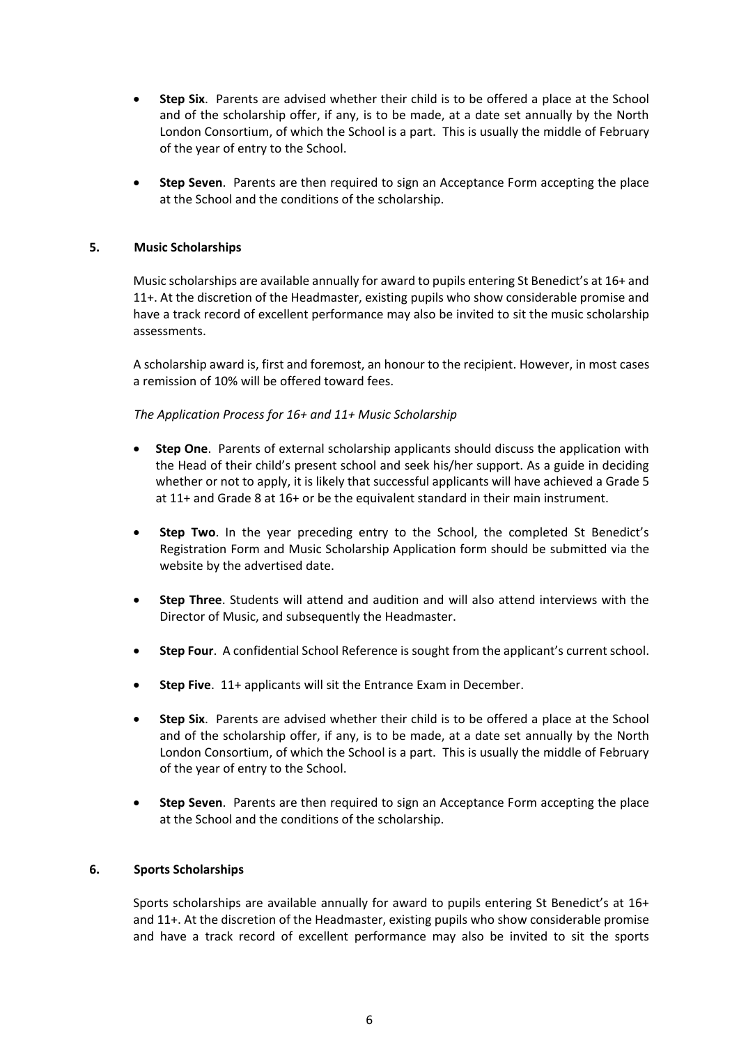- **Step Six**. Parents are advised whether their child is to be offered a place at the School and of the scholarship offer, if any, is to be made, at a date set annually by the North London Consortium, of which the School is a part. This is usually the middle of February of the year of entry to the School.

- **Step Seven**. Parents are then required to sign an Acceptance Form accepting the place at the School and the conditions of the scholarship.

## 5. Music Scholarships

Music scholarships are available annually for award to pupils entering St Benedict's at 16+ and 11+. At the discretion of the Headmaster, existing pupils who show considerable promise and have a track record of excellent performance may also be invited to sit the music scholarship assessments.

A scholarship award is, first and foremost, an honour to the recipient. However, in most cases a remission of 10% will be offered toward fees.

*The Application Process for 16+ and 11+ Music Scholarship*

- **Step One**. Parents of external scholarship applicants should discuss the application with the Head of their child's present school and seek his/her support. As a guide in deciding whether or not to apply, it is likely that successful applicants will have achieved a Grade 5 at 11+ and Grade 8 at 16+ or be the equivalent standard in their main instrument.

- **Step Two**. In the year preceding entry to the School, the completed St Benedict's Registration Form and Music Scholarship Application form should be submitted via the website by the advertised date.

- **Step Three**. Students will attend and audition and will also attend interviews with the Director of Music, and subsequently the Headmaster.

- **Step Four**. A confidential School Reference is sought from the applicant's current school.

- **Step Five**. 11+ applicants will sit the Entrance Exam in December.

- **Step Six**. Parents are advised whether their child is to be offered a place at the School and of the scholarship offer, if any, is to be made, at a date set annually by the North London Consortium, of which the School is a part. This is usually the middle of February of the year of entry to the School.

- **Step Seven**. Parents are then required to sign an Acceptance Form accepting the place at the School and the conditions of the scholarship.

## 6. Sports Scholarships

Sports scholarships are available annually for award to pupils entering St Benedict's at 16+ and 11+. At the discretion of the Headmaster, existing pupils who show considerable promise and have a track record of excellent performance may also be invited to sit the sports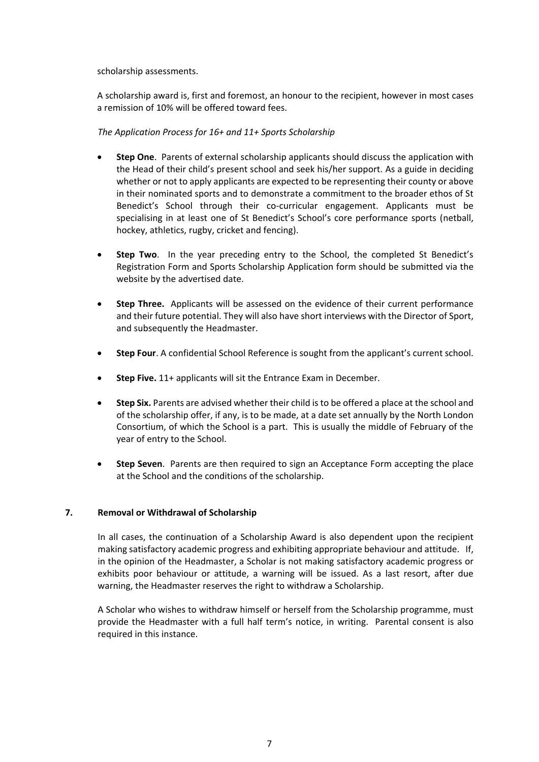scholarship assessments.

A scholarship award is, first and foremost, an honour to the recipient, however in most cases a remission of 10% will be offered toward fees.

*The Application Process for 16+ and 11+ Sports Scholarship*

- **Step One**. Parents of external scholarship applicants should discuss the application with the Head of their child's present school and seek his/her support. As a guide in deciding whether or not to apply applicants are expected to be representing their county or above in their nominated sports and to demonstrate a commitment to the broader ethos of St Benedict's School through their co-curricular engagement. Applicants must be specialising in at least one of St Benedict's School's core performance sports (netball, hockey, athletics, rugby, cricket and fencing).

- **Step Two**. In the year preceding entry to the School, the completed St Benedict's Registration Form and Sports Scholarship Application form should be submitted via the website by the advertised date.

- **Step Three.** Applicants will be assessed on the evidence of their current performance and their future potential. They will also have short interviews with the Director of Sport, and subsequently the Headmaster.

- **Step Four**. A confidential School Reference is sought from the applicant's current school.

- **Step Five.** 11+ applicants will sit the Entrance Exam in December.

- **Step Six.** Parents are advised whether their child is to be offered a place at the school and of the scholarship offer, if any, is to be made, at a date set annually by the North London Consortium, of which the School is a part. This is usually the middle of February of the year of entry to the School.

- **Step Seven**. Parents are then required to sign an Acceptance Form accepting the place at the School and the conditions of the scholarship.

## 7. Removal or Withdrawal of Scholarship

In all cases, the continuation of a Scholarship Award is also dependent upon the recipient making satisfactory academic progress and exhibiting appropriate behaviour and attitude. If, in the opinion of the Headmaster, a Scholar is not making satisfactory academic progress or exhibits poor behaviour or attitude, a warning will be issued. As a last resort, after due warning, the Headmaster reserves the right to withdraw a Scholarship.

A Scholar who wishes to withdraw himself or herself from the Scholarship programme, must provide the Headmaster with a full half term's notice, in writing. Parental consent is also required in this instance.